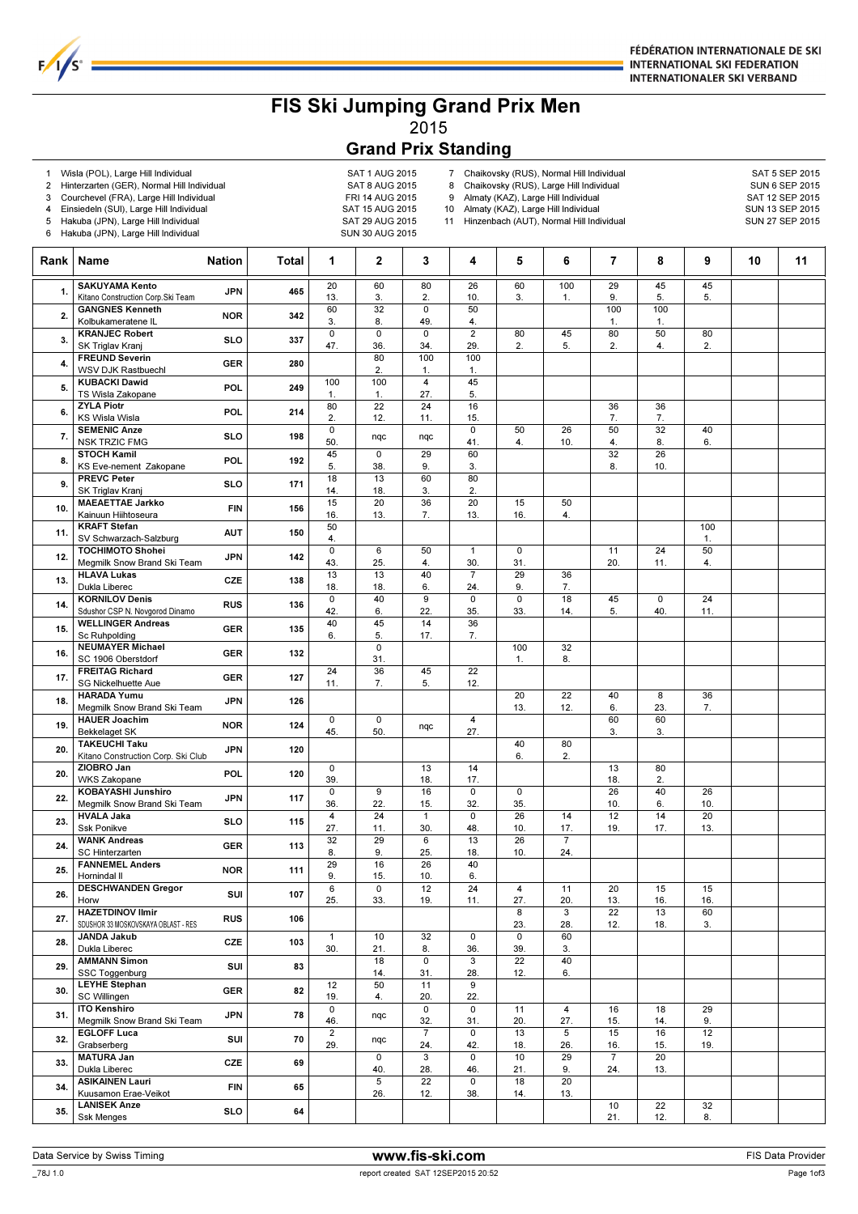FÉDÉRATION INTERNATIONALE DE SKI
INTERNATIONAL SKI FEDERATION
INTERNATIONALER SKI VERBAND

# FIS Ski Jumping Grand Prix Men

2015

## Grand Prix Standing

| # | Competition | Date |
|---|---|---|
| 1 | Wisla (POL), Large Hill Individual | SAT 1 AUG 2015 |
| 2 | Hinterzarten (GER), Normal Hill Individual | SAT 8 AUG 2015 |
| 3 | Courchevel (FRA), Large Hill Individual | FRI 14 AUG 2015 |
| 4 | Einsiedeln (SUI), Large Hill Individual | SAT 15 AUG 2015 |
| 5 | Hakuba (JPN), Large Hill Individual | SAT 29 AUG 2015 |
| 6 | Hakuba (JPN), Large Hill Individual | SUN 30 AUG 2015 |
| 7 | Chaikovsky (RUS), Normal Hill Individual | SAT 5 SEP 2015 |
| 8 | Chaikovsky (RUS), Large Hill Individual | SUN 6 SEP 2015 |
| 9 | Almaty (KAZ), Large Hill Individual | SAT 12 SEP 2015 |
| 10 | Almaty (KAZ), Large Hill Individual | SUN 13 SEP 2015 |
| 11 | Hinzenbach (AUT), Normal Hill Individual | SUN 27 SEP 2015 |

| Rank | Name | Nation | Total | 1 | 2 | 3 | 4 | 5 | 6 | 7 | 8 | 9 | 10 | 11 |
|---|---|---|---|---|---|---|---|---|---|---|---|---|---|---|
| 1. | SAKUYAMA Kento<br>Kitano Construction Corp.Ski Team | JPN | 465 | 20<br>13. | 60<br>3. | 80<br>2. | 26<br>10. | 60<br>3. | 100<br>1. | 29<br>9. | 45<br>5. | 45<br>5. | | |
| 2. | GANGNES Kenneth<br>Kolbukameratene IL | NOR | 342 | 60<br>3. | 32<br>8. | 0<br>49. | 50<br>4. | | | 100<br>1. | 100<br>1. | | | |
| 3. | KRANJEC Robert<br>SK Triglav Kranj | SLO | 337 | 0<br>47. | 0<br>36. | 0<br>34. | 2<br>29. | 80<br>2. | 45<br>5. | 80<br>2. | 50<br>4. | 80<br>2. | | |
| 4. | FREUND Severin<br>WSV DJK Rastbuechl | GER | 280 | | 80<br>2. | 100<br>1. | 100<br>1. | | | | | | | |
| 5. | KUBACKI Dawid<br>TS Wisla Zakopane | POL | 249 | 100<br>1. | 100<br>1. | 4<br>27. | 45<br>5. | | | | | | | |
| 6. | ZYLA Piotr<br>KS Wisla Wisla | POL | 214 | 80<br>2. | 22<br>12. | 24<br>11. | 16<br>15. | | | 36<br>7. | 36<br>7. | | | |
| 7. | SEMENIC Anze<br>NSK TRZIC FMG | SLO | 198 | 0<br>50. | nqc | nqc | 0<br>41. | 50<br>4. | 26<br>10. | 50<br>4. | 32<br>8. | 40<br>6. | | |
| 8. | STOCH Kamil<br>KS Eve-nement Zakopane | POL | 192 | 45<br>5. | 0<br>38. | 29<br>9. | 60<br>3. | | | 32<br>8. | 26<br>10. | | | |
| 9. | PREVC Peter<br>SK Triglav Kranj | SLO | 171 | 18<br>14. | 13<br>18. | 60<br>3. | 80<br>2. | | | | | | | |
| 10. | MAEAETTAE Jarkko<br>Kainuun Hiihtoseura | FIN | 156 | 15<br>16. | 20<br>13. | 36<br>7. | 20<br>13. | 15<br>16. | 50<br>4. | | | | | |
| 11. | KRAFT Stefan<br>SV Schwarzach-Salzburg | AUT | 150 | 50<br>4. | | | | | | | | 100<br>1. | | |
| 12. | TOCHIMOTO Shohei<br>Megmilk Snow Brand Ski Team | JPN | 142 | 0<br>43. | 6<br>25. | 50<br>4. | 1<br>30. | 0<br>31. | | 11<br>20. | 24<br>11. | 50<br>4. | | |
| 13. | HLAVA Lukas<br>Dukla Liberec | CZE | 138 | 13<br>18. | 13<br>18. | 40<br>6. | 7<br>24. | 29<br>9. | 36<br>7. | | | | | |
| 14. | KORNILOV Denis<br>Sdushor CSP N. Novgorod Dinamo | RUS | 136 | 0<br>42. | 40<br>6. | 9<br>22. | 0<br>35. | 0<br>33. | 18<br>14. | 45<br>5. | 0<br>40. | 24<br>11. | | |
| 15. | WELLINGER Andreas<br>Sc Ruhpolding | GER | 135 | 40<br>6. | 45<br>5. | 14<br>17. | 36<br>7. | | | | | | | |
| 16. | NEUMAYER Michael<br>SC 1906 Oberstdorf | GER | 132 | | 0<br>31. | | | 100<br>1. | 32<br>8. | | | | | |
| 17. | FREITAG Richard<br>SG Nickelhuette Aue | GER | 127 | 24<br>11. | 36<br>7. | 45<br>5. | 22<br>12. | | | | | | | |
| 18. | HARADA Yumu<br>Megmilk Snow Brand Ski Team | JPN | 126 | | | | | 20<br>13. | 22<br>12. | 40<br>6. | 8<br>23. | 36<br>7. | | |
| 19. | HAUER Joachim<br>Bekkelaget SK | NOR | 124 | 0<br>45. | 0<br>50. | nqc | 4<br>27. | | | 60<br>3. | 60<br>3. | | | |
| 20. | TAKEUCHI Taku<br>Kitano Construction Corp. Ski Club | JPN | 120 | | | | | 40<br>6. | 80<br>2. | | | | | |
| 20. | ZIOBRO Jan<br>WKS Zakopane | POL | 120 | 0<br>39. | | 13<br>18. | 14<br>17. | | | 13<br>18. | 80<br>2. | | | |
| 22. | KOBAYASHI Junshiro<br>Megmilk Snow Brand Ski Team | JPN | 117 | 0<br>36. | 9<br>22. | 16<br>15. | 0<br>32. | 0<br>35. | | 26<br>10. | 40<br>6. | 26<br>10. | | |
| 23. | HVALA Jaka<br>Ssk Ponikve | SLO | 115 | 4<br>27. | 24<br>11. | 1<br>30. | 0<br>48. | 26<br>10. | 14<br>17. | 12<br>19. | 14<br>17. | 20<br>13. | | |
| 24. | WANK Andreas<br>SC Hinterzarten | GER | 113 | 32<br>8. | 29<br>9. | 6<br>25. | 13<br>18. | 26<br>10. | 7<br>24. | | | | | |
| 25. | FANNEMEL Anders<br>Hornindal Il | NOR | 111 | 29<br>9. | 16<br>15. | 26<br>10. | 40<br>6. | | | | | | | |
| 26. | DESCHWANDEN Gregor<br>Horw | SUI | 107 | 6<br>25. | 0<br>33. | 12<br>19. | 24<br>11. | 4<br>27. | 11<br>20. | 20<br>13. | 15<br>16. | 15<br>16. | | |
| 27. | HAZETDINOV Ilmir<br>SDUSHOR 33 MOSKOVSKAYA OBLAST - RES | RUS | 106 | | | | | 8<br>23. | 3<br>28. | 22<br>12. | 13<br>18. | 60<br>3. | | |
| 28. | JANDA Jakub<br>Dukla Liberec | CZE | 103 | 1<br>30. | 10<br>21. | 32<br>8. | 0<br>36. | 0<br>39. | 60<br>3. | | | | | |
| 29. | AMMANN Simon<br>SSC Toggenburg | SUI | 83 | | 18<br>14. | 0<br>31. | 3<br>28. | 22<br>12. | 40<br>6. | | | | | |
| 30. | LEYHE Stephan<br>SC Willingen | GER | 82 | 12<br>19. | 50<br>4. | 11<br>20. | 9<br>22. | | | | | | | |
| 31. | ITO Kenshiro<br>Megmilk Snow Brand Ski Team | JPN | 78 | 0<br>46. | nqc | 0<br>32. | 0<br>31. | 11<br>20. | 4<br>27. | 16<br>15. | 18<br>14. | 29<br>9. | | |
| 32. | EGLOFF Luca<br>Grabserberg | SUI | 70 | 2<br>29. | nqc | 7<br>24. | 0<br>42. | 13<br>18. | 5<br>26. | 15<br>16. | 16<br>15. | 12<br>19. | | |
| 33. | MATURA Jan<br>Dukla Liberec | CZE | 69 | | 0<br>40. | 3<br>28. | 0<br>46. | 10<br>21. | 29<br>9. | 7<br>24. | 20<br>13. | | | |
| 34. | ASIKAINEN Lauri<br>Kuusamon Erae-Veikot | FIN | 65 | | 5<br>26. | 22<br>12. | 0<br>38. | 18<br>14. | 20<br>13. | | | | | |
| 35. | LANISEK Anze<br>Ssk Menges | SLO | 64 | | | | | | | 10<br>21. | 22<br>12. | 32<br>8. | | |

Data Service by Swiss Timing — www.fis-ski.com — FIS Data Provider

_78J 1.0 — report created SAT 12SEP2015 20:52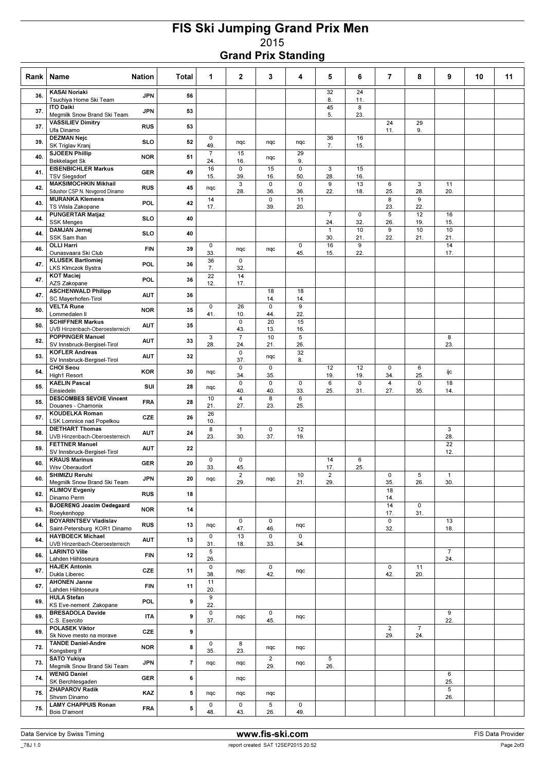# FIS Ski Jumping Grand Prix Men

2015

## Grand Prix Standing

| Rank | Name | Nation | Total | 1 | 2 | 3 | 4 | 5 | 6 | 7 | 8 | 9 | 10 | 11 |
|---|---|---|---|---|---|---|---|---|---|---|---|---|---|---|
| 36. | KASAI Noriaki<br>Tsuchiya Home Ski Team | JPN | 56 | | | | | 32<br>8. | 24<br>11. | | | | | |
| 37. | ITO Daiki<br>Megmilk Snow Brand Ski Team | JPN | 53 | | | | | 45<br>5. | 8<br>23. | | | | | |
| 37. | VASSILIEV Dimitry<br>Ufa Dinamo | RUS | 53 | | | | | | | 24<br>11. | 29<br>9. | | | |
| 39. | DEZMAN Nejc<br>SK Triglav Kranj | SLO | 52 | 0<br>49. | nqc | nqc | nqc | 36<br>7. | 16<br>15. | | | | | |
| 40. | SJOEEN Phillip<br>Bekkelaget Sk | NOR | 51 | 7<br>24. | 15<br>16. | nqc | 29<br>9. | | | | | | | |
| 41. | EISENBICHLER Markus<br>TSV Siegsdorf | GER | 49 | 16<br>15. | 0<br>39. | 15<br>16. | 0<br>50. | 3<br>28. | 15<br>16. | | | | | |
| 42. | MAKSIMOCHKIN Mikhail<br>Sdushor CSP N. Novgorod Dinamo | RUS | 45 | nqc | 3<br>28. | 0<br>36. | 0<br>36. | 9<br>22. | 13<br>18. | 6<br>25. | 3<br>28. | 11<br>20. | | |
| 43. | MURANKA Klemens<br>TS Wisla Zakopane | POL | 42 | 14<br>17. | | 0<br>39. | 11<br>20. | | | 8<br>23. | 9<br>22. | | | |
| 44. | PUNGERTAR Matjaz<br>SSK Menges | SLO | 40 | | | | | 7<br>24. | 0<br>32. | 5<br>26. | 12<br>19. | 16<br>15. | | |
| 44. | DAMJAN Jernej<br>SSK Sam Ihan | SLO | 40 | | | | | 1<br>30. | 10<br>21. | 9<br>22. | 10<br>21. | 10<br>21. | | |
| 46. | OLLI Harri<br>Ounasvaara Ski Club | FIN | 39 | 0<br>33. | nqc | nqc | 0<br>45. | 16<br>15. | 9<br>22. | | | 14<br>17. | | |
| 47. | KLUSEK Bartlomiej<br>LKS Klmczok Bystra | POL | 36 | 36<br>7. | 0<br>32. | | | | | | | | | |
| 47. | KOT Maciej<br>AZS Zakopane | POL | 36 | 22<br>12. | 14<br>17. | | | | | | | | | |
| 47. | ASCHENWALD Philipp<br>SC Mayerhofen-Tirol | AUT | 36 | | | 18<br>14. | 18<br>14. | | | | | | | |
| 50. | VELTA Rune<br>Lommedalen Il | NOR | 35 | 0<br>41. | 26<br>10. | 0<br>44. | 9<br>22. | | | | | | | |
| 50. | SCHIFFNER Markus<br>UVB Hinzenbach-Oberoesterreich | AUT | 35 | | 0<br>43. | 20<br>13. | 15<br>16. | | | | | | | |
| 52. | POPPINGER Manuel<br>SV Innsbruck-Bergisel-Tirol | AUT | 33 | 3<br>28. | 7<br>24. | 10<br>21. | 5<br>26. | | | | | 8<br>23. | | |
| 53. | KOFLER Andreas<br>SV Innsbruck-Bergisel-Tirol | AUT | 32 | | 0<br>37. | nqc | 32<br>8. | | | | | | | |
| 54. | CHOI Seou<br>High1 Resort | KOR | 30 | nqc | 0<br>34. | 0<br>35. | | 12<br>19. | 12<br>19. | 0<br>34. | 6<br>25. | ijc | | |
| 55. | KAELIN Pascal<br>Einsiedeln | SUI | 28 | nqc | 0<br>40. | 0<br>40. | 0<br>33. | 6<br>25. | 0<br>31. | 4<br>27. | 0<br>35. | 18<br>14. | | |
| 55. | DESCOMBES SEVOIE Vincent<br>Douanes - Chamonix | FRA | 28 | 10<br>21. | 4<br>27. | 8<br>23. | 6<br>25. | | | | | | | |
| 57. | KOUDELKA Roman<br>LSK Lomnice nad Popelkou | CZE | 26 | 26<br>10. | | | | | | | | | | |
| 58. | DIETHART Thomas<br>UVB Hinzenbach-Oberoesterreich | AUT | 24 | 8<br>23. | 1<br>30. | 0<br>37. | 12<br>19. | | | | | 3<br>28. | | |
| 59. | FETTNER Manuel<br>SV Innsbruck-Bergisel-Tirol | AUT | 22 | | | | | | | | | 22<br>12. | | |
| 60. | KRAUS Marinus<br>Wsv Oberaudorf | GER | 20 | 0<br>33. | 0<br>45. | | | 14<br>17. | 6<br>25. | | | | | |
| 60. | SHIMIZU Reruhi<br>Megmilk Snow Brand Ski Team | JPN | 20 | nqc | 2<br>29. | nqc | 10<br>21. | 2<br>29. | | 0<br>35. | 5<br>26. | 1<br>30. | | |
| 62. | KLIMOV Evgeniy<br>Dinamo Perm | RUS | 18 | | | | | | | 18<br>14. | | | | |
| 63. | BJOERENG Joacim Oedegaard<br>Roeykenhopp | NOR | 14 | | | | | | | 14<br>17. | 0<br>31. | | | |
| 64. | BOYARINTSEV Vladislav<br>Saint-Petersburg KOR1 Dinamo | RUS | 13 | nqc | 0<br>47. | 0<br>46. | nqc | | | 0<br>32. | | 13<br>18. | | |
| 64. | HAYBOECK Michael<br>UVB Hinzenbach-Oberoesterreich | AUT | 13 | 0<br>31. | 13<br>18. | 0<br>33. | 0<br>34. | | | | | | | |
| 66. | LARINTO Ville<br>Lahden Hiihtoseura | FIN | 12 | 5<br>26. | | | | | | | | 7<br>24. | | |
| 67. | HAJEK Antonin<br>Dukla Liberec | CZE | 11 | 0<br>38. | nqc | 0<br>42. | nqc | | | 0<br>42. | 11<br>20. | | | |
| 67. | AHONEN Janne<br>Lahden Hiihtoseura | FIN | 11 | 11<br>20. | | | | | | | | | | |
| 69. | HULA Stefan<br>KS Eve-nement Zakopane | POL | 9 | 9<br>22. | | | | | | | | | | |
| 69. | BRESADOLA Davide<br>C.S. Esercito | ITA | 9 | 0<br>37. | nqc | 0<br>45. | nqc | | | | | 9<br>22. | | |
| 69. | POLASEK Viktor<br>Sk Nove mesto na morave | CZE | 9 | | | | | | | 2<br>29. | 7<br>24. | | | |
| 72. | TANDE Daniel-Andre<br>Kongsberg If | NOR | 8 | 0<br>35. | 8<br>23. | nqc | nqc | | | | | | | |
| 73. | SATO Yukiya<br>Megmilk Snow Brand Ski Team | JPN | 7 | nqc | nqc | 2<br>29. | nqc | 5<br>26. | | | | | | |
| 74. | WENIG Daniel<br>SK Berchtesgaden | GER | 6 | | nqc | | | | | | | 6<br>25. | | |
| 75. | ZHAPAROV Radik<br>Shvsm Dinamo | KAZ | 5 | nqc | nqc | nqc | | | | | | 5<br>26. | | |
| 75. | LAMY CHAPPUIS Ronan<br>Bois D'amont | FRA | 5 | 0<br>48. | 0<br>43. | 5<br>26. | 0<br>49. | | | | | | | |

Data Service by Swiss Timing | www.fis-ski.com | FIS Data Provider

_78J 1.0 | report created SAT 12SEP2015 20:52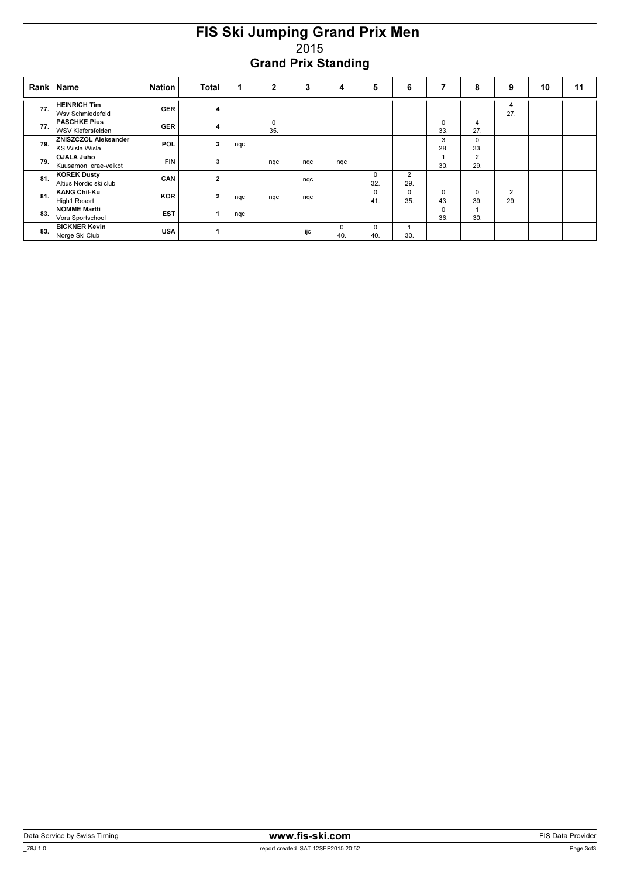# FIS Ski Jumping Grand Prix Men

2015

## Grand Prix Standing

| Rank | Name | Nation | Total | 1 | 2 | 3 | 4 | 5 | 6 | 7 | 8 | 9 | 10 | 11 |
|---|---|---|---|---|---|---|---|---|---|---|---|---|---|---|
| 77. | HEINRICH Tim<br>Wsv Schmiedefeld | GER | 4 | | | | | | | | | 4<br>27. | | |
| 77. | PASCHKE Pius<br>WSV Kiefersfelden | GER | 4 | | 0<br>35. | | | | | 0<br>33. | 4<br>27. | | | |
| 79. | ZNISZCZOL Aleksander<br>KS Wisla Wisla | POL | 3 | nqc | | | | | | 3<br>28. | 0<br>33. | | | |
| 79. | OJALA Juho<br>Kuusamon erae-veikot | FIN | 3 | | nqc | nqc | nqc | | | 1<br>30. | 2<br>29. | | | |
| 81. | KOREK Dusty<br>Altius Nordic ski club | CAN | 2 | | | nqc | | 0<br>32. | 2<br>29. | | | | | |
| 81. | KANG Chil-Ku<br>High1 Resort | KOR | 2 | nqc | nqc | nqc | | 0<br>41. | 0<br>35. | 0<br>43. | 0<br>39. | 2<br>29. | | |
| 83. | NOMME Martti<br>Voru Sportschool | EST | 1 | nqc | | | | | | 0<br>36. | 1<br>30. | | | |
| 83. | BICKNER Kevin<br>Norge Ski Club | USA | 1 | | | ijc | 0<br>40. | 0<br>40. | 1<br>30. | | | | | |

Data Service by Swiss Timing | www.fis-ski.com | FIS Data Provider

_78J 1.0 | report created SAT 12SEP2015 20:52